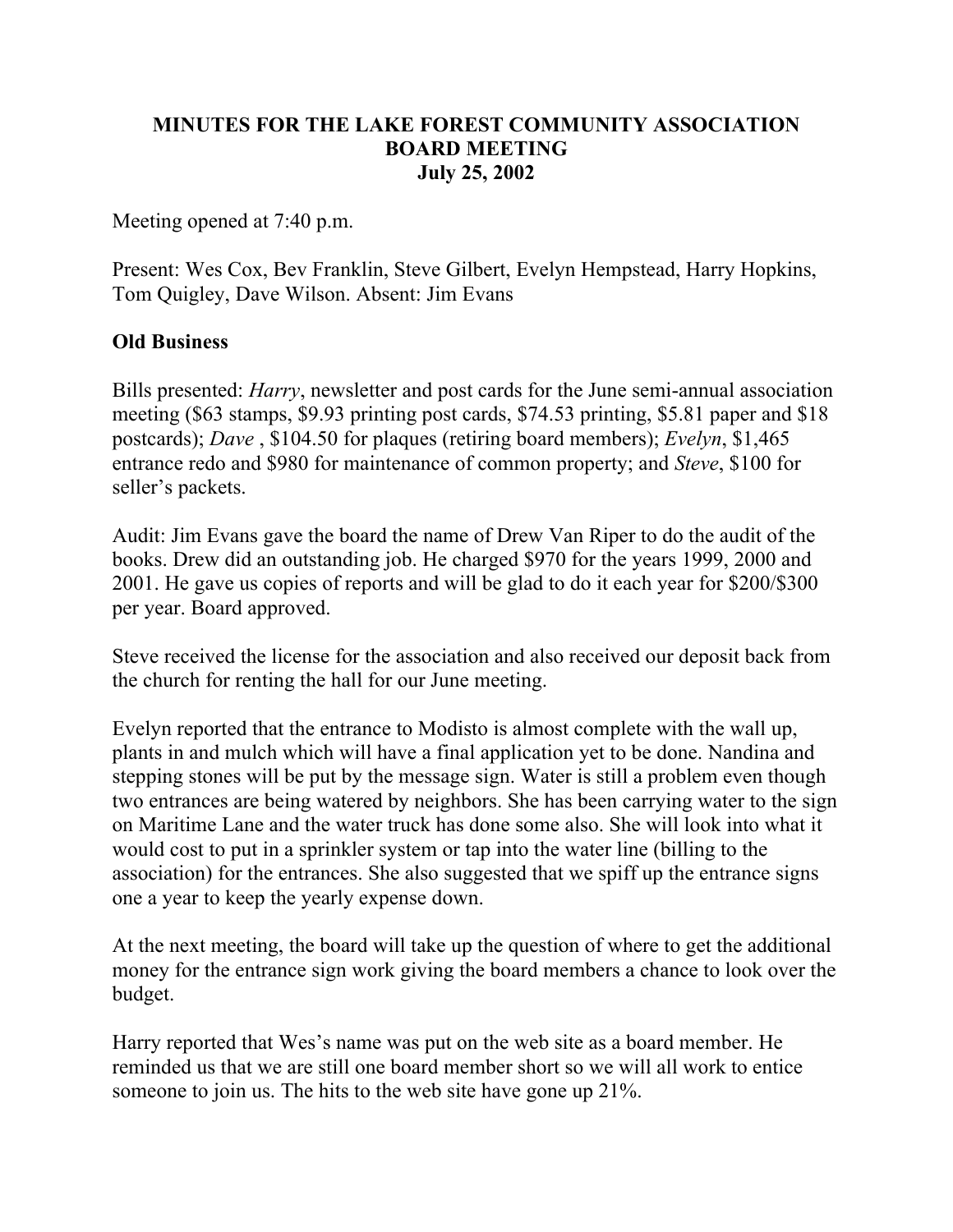# MINUTES FOR THE LAKE FOREST COMMUNITY ASSOCIATION BOARD MEETING
## July 25, 2002

Meeting opened at 7:40 p.m.

Present: Wes Cox, Bev Franklin, Steve Gilbert, Evelyn Hempstead, Harry Hopkins, Tom Quigley, Dave Wilson. Absent: Jim Evans

**Old Business**

Bills presented: *Harry*, newsletter and post cards for the June semi-annual association meeting ($63 stamps, $9.93 printing post cards, $74.53 printing, $5.81 paper and $18 postcards); *Dave* , $104.50 for plaques (retiring board members); *Evelyn*, $1,465 entrance redo and $980 for maintenance of common property; and *Steve*, $100 for seller's packets.

Audit: Jim Evans gave the board the name of Drew Van Riper to do the audit of the books. Drew did an outstanding job. He charged $970 for the years 1999, 2000 and 2001. He gave us copies of reports and will be glad to do it each year for $200/$300 per year. Board approved.

Steve received the license for the association and also received our deposit back from the church for renting the hall for our June meeting.

Evelyn reported that the entrance to Modisto is almost complete with the wall up, plants in and mulch which will have a final application yet to be done. Nandina and stepping stones will be put by the message sign. Water is still a problem even though two entrances are being watered by neighbors. She has been carrying water to the sign on Maritime Lane and the water truck has done some also. She will look into what it would cost to put in a sprinkler system or tap into the water line (billing to the association) for the entrances. She also suggested that we spiff up the entrance signs one a year to keep the yearly expense down.

At the next meeting, the board will take up the question of where to get the additional money for the entrance sign work giving the board members a chance to look over the budget.

Harry reported that Wes's name was put on the web site as a board member. He reminded us that we are still one board member short so we will all work to entice someone to join us. The hits to the web site have gone up 21%.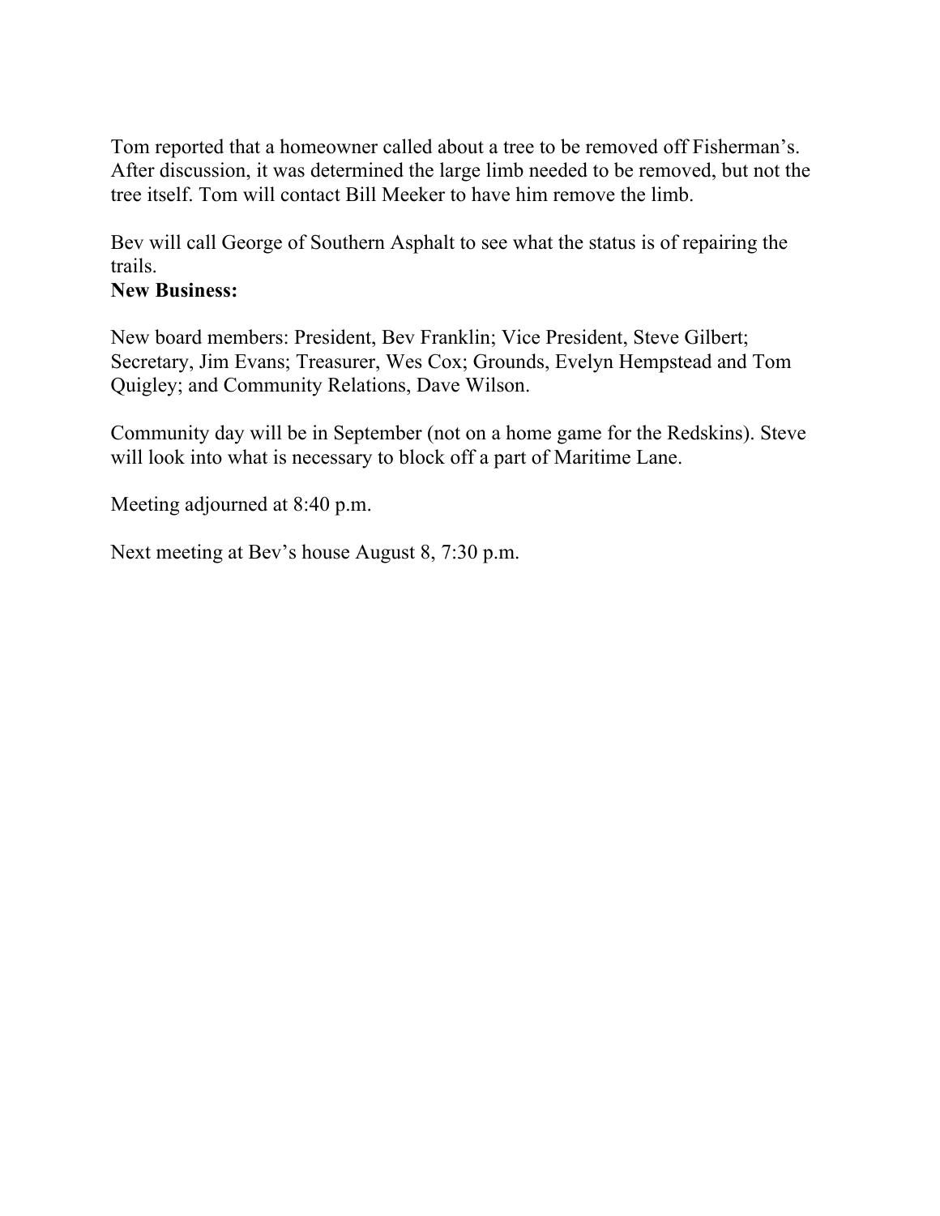Tom reported that a homeowner called about a tree to be removed off Fisherman's. After discussion, it was determined the large limb needed to be removed, but not the tree itself. Tom will contact Bill Meeker to have him remove the limb.

Bev will call George of Southern Asphalt to see what the status is of repairing the trails.

**New Business:**

New board members: President, Bev Franklin; Vice President, Steve Gilbert; Secretary, Jim Evans; Treasurer, Wes Cox; Grounds, Evelyn Hempstead and Tom Quigley; and Community Relations, Dave Wilson.

Community day will be in September (not on a home game for the Redskins). Steve will look into what is necessary to block off a part of Maritime Lane.

Meeting adjourned at 8:40 p.m.

Next meeting at Bev's house August 8, 7:30 p.m.